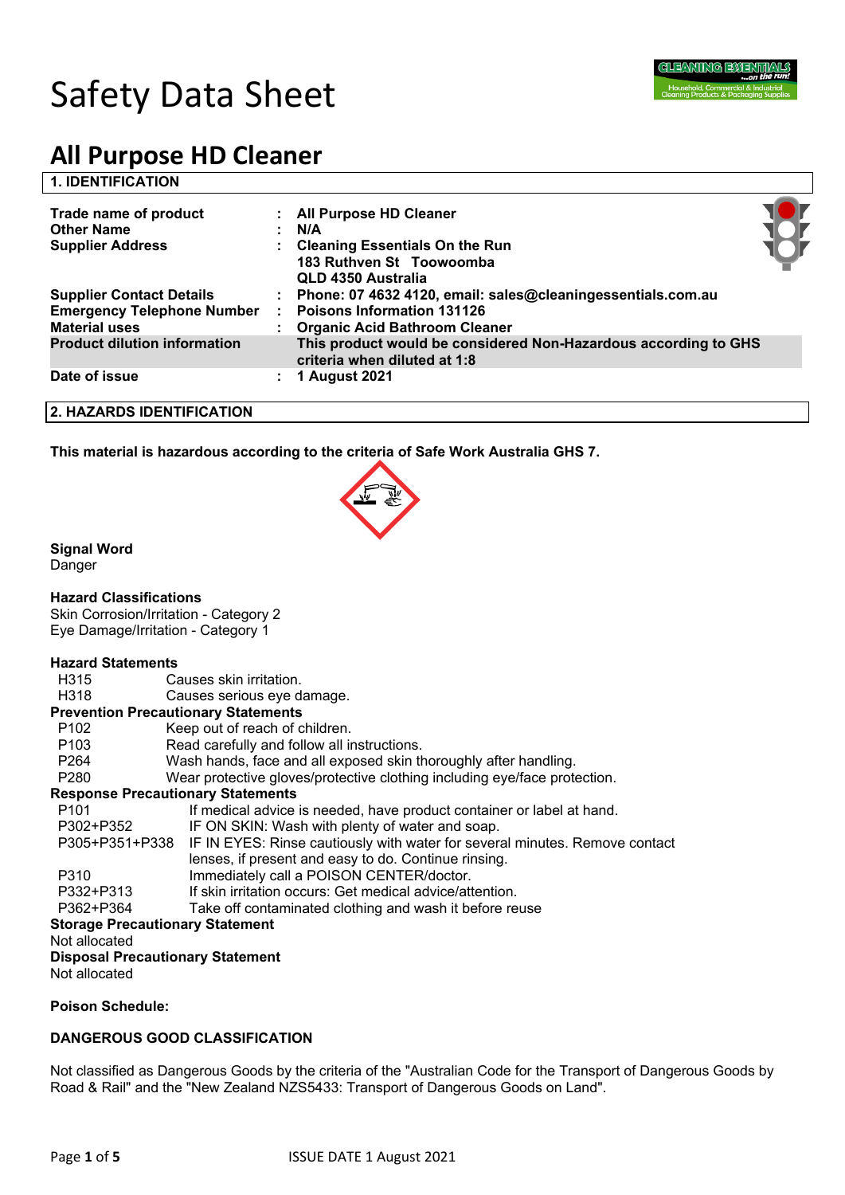# Safety Data Sheet

# All Purpose HD Cleaner

## 1. IDENTIFICATION

| | | |
|---|---|---|
| **Trade name of product** | : | **All Purpose HD Cleaner** |
| **Other Name** | : | **N/A** |
| **Supplier Address** | : | **Cleaning Essentials On the Run**<br>**183 Ruthven St Toowoomba**<br>**QLD 4350 Australia** |
| **Supplier Contact Details** | : | **Phone: 07 4632 4120, email: sales@cleaningessentials.com.au** |
| **Emergency Telephone Number** | : | **Poisons Information 131126** |
| **Material uses** | : | **Organic Acid Bathroom Cleaner** |
| **Product dilution information** | | **This product would be considered Non-Hazardous according to GHS criteria when diluted at 1:8** |
| **Date of issue** | : | **1 August 2021** |

## 2. HAZARDS IDENTIFICATION

**This material is hazardous according to the criteria of Safe Work Australia GHS 7.**

**Signal Word**
Danger

**Hazard Classifications**
Skin Corrosion/Irritation - Category 2
Eye Damage/Irritation - Category 1

**Hazard Statements**

| | |
|---|---|
| H315 | Causes skin irritation. |
| H318 | Causes serious eye damage. |

**Prevention Precautionary Statements**

| | |
|---|---|
| P102 | Keep out of reach of children. |
| P103 | Read carefully and follow all instructions. |
| P264 | Wash hands, face and all exposed skin thoroughly after handling. |
| P280 | Wear protective gloves/protective clothing including eye/face protection. |

**Response Precautionary Statements**

| | |
|---|---|
| P101 | If medical advice is needed, have product container or label at hand. |
| P302+P352 | IF ON SKIN: Wash with plenty of water and soap. |
| P305+P351+P338 | IF IN EYES: Rinse cautiously with water for several minutes. Remove contact lenses, if present and easy to do. Continue rinsing. |
| P310 | Immediately call a POISON CENTER/doctor. |
| P332+P313 | If skin irritation occurs: Get medical advice/attention. |
| P362+P364 | Take off contaminated clothing and wash it before reuse |

**Storage Precautionary Statement**
Not allocated

**Disposal Precautionary Statement**
Not allocated

**Poison Schedule:**

**DANGEROUS GOOD CLASSIFICATION**

Not classified as Dangerous Goods by the criteria of the "Australian Code for the Transport of Dangerous Goods by Road & Rail" and the "New Zealand NZS5433: Transport of Dangerous Goods on Land".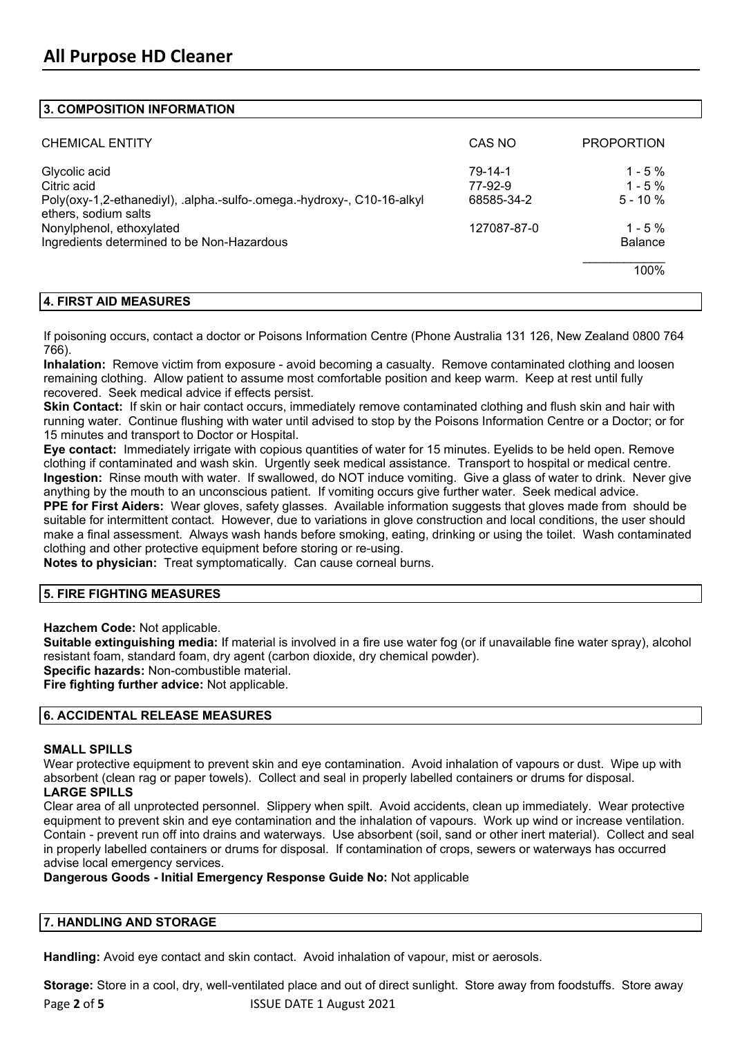## 3. COMPOSITION INFORMATION

| CHEMICAL ENTITY | CAS NO | PROPORTION |
|---|---|---|
| Glycolic acid | 79-14-1 | 1 - 5 % |
| Citric acid | 77-92-9 | 1 - 5 % |
| Poly(oxy-1,2-ethanediyl), .alpha.-sulfo-.omega.-hydroxy-, C10-16-alkyl ethers, sodium salts | 68585-34-2 | 5 - 10 % |
| Nonylphenol, ethoxylated | 127087-87-0 | 1 - 5 % |
| Ingredients determined to be Non-Hazardous | | Balance |
| | | 100% |

## 4. FIRST AID MEASURES

If poisoning occurs, contact a doctor or Poisons Information Centre (Phone Australia 131 126, New Zealand 0800 764 766).

**Inhalation:** Remove victim from exposure - avoid becoming a casualty. Remove contaminated clothing and loosen remaining clothing. Allow patient to assume most comfortable position and keep warm. Keep at rest until fully recovered. Seek medical advice if effects persist.

**Skin Contact:** If skin or hair contact occurs, immediately remove contaminated clothing and flush skin and hair with running water. Continue flushing with water until advised to stop by the Poisons Information Centre or a Doctor; or for 15 minutes and transport to Doctor or Hospital.

**Eye contact:** Immediately irrigate with copious quantities of water for 15 minutes. Eyelids to be held open. Remove clothing if contaminated and wash skin. Urgently seek medical assistance. Transport to hospital or medical centre.

**Ingestion:** Rinse mouth with water. If swallowed, do NOT induce vomiting. Give a glass of water to drink. Never give anything by the mouth to an unconscious patient. If vomiting occurs give further water. Seek medical advice.

**PPE for First Aiders:** Wear gloves, safety glasses. Available information suggests that gloves made from should be suitable for intermittent contact. However, due to variations in glove construction and local conditions, the user should make a final assessment. Always wash hands before smoking, eating, drinking or using the toilet. Wash contaminated clothing and other protective equipment before storing or re-using.

**Notes to physician:** Treat symptomatically. Can cause corneal burns.

## 5. FIRE FIGHTING MEASURES

**Hazchem Code:** Not applicable.

**Suitable extinguishing media:** If material is involved in a fire use water fog (or if unavailable fine water spray), alcohol resistant foam, standard foam, dry agent (carbon dioxide, dry chemical powder).

**Specific hazards:** Non-combustible material.

**Fire fighting further advice:** Not applicable.

## 6. ACCIDENTAL RELEASE MEASURES

**SMALL SPILLS**

Wear protective equipment to prevent skin and eye contamination. Avoid inhalation of vapours or dust. Wipe up with absorbent (clean rag or paper towels). Collect and seal in properly labelled containers or drums for disposal.

**LARGE SPILLS**

Clear area of all unprotected personnel. Slippery when spilt. Avoid accidents, clean up immediately. Wear protective equipment to prevent skin and eye contamination and the inhalation of vapours. Work up wind or increase ventilation. Contain - prevent run off into drains and waterways. Use absorbent (soil, sand or other inert material). Collect and seal in properly labelled containers or drums for disposal. If contamination of crops, sewers or waterways has occurred advise local emergency services.

**Dangerous Goods - Initial Emergency Response Guide No:** Not applicable

## 7. HANDLING AND STORAGE

**Handling:** Avoid eye contact and skin contact. Avoid inhalation of vapour, mist or aerosols.

**Storage:** Store in a cool, dry, well-ventilated place and out of direct sunlight. Store away from foodstuffs. Store away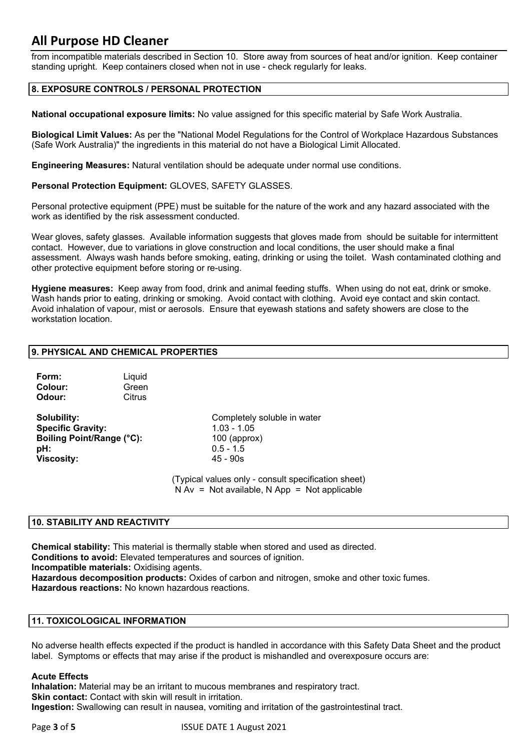from incompatible materials described in Section 10. Store away from sources of heat and/or ignition. Keep container standing upright. Keep containers closed when not in use - check regularly for leaks.

## 8. EXPOSURE CONTROLS / PERSONAL PROTECTION

**National occupational exposure limits:** No value assigned for this specific material by Safe Work Australia.

**Biological Limit Values:** As per the "National Model Regulations for the Control of Workplace Hazardous Substances (Safe Work Australia)" the ingredients in this material do not have a Biological Limit Allocated.

**Engineering Measures:** Natural ventilation should be adequate under normal use conditions.

**Personal Protection Equipment:** GLOVES, SAFETY GLASSES.

Personal protective equipment (PPE) must be suitable for the nature of the work and any hazard associated with the work as identified by the risk assessment conducted.

Wear gloves, safety glasses. Available information suggests that gloves made from should be suitable for intermittent contact. However, due to variations in glove construction and local conditions, the user should make a final assessment. Always wash hands before smoking, eating, drinking or using the toilet. Wash contaminated clothing and other protective equipment before storing or re-using.

**Hygiene measures:** Keep away from food, drink and animal feeding stuffs. When using do not eat, drink or smoke. Wash hands prior to eating, drinking or smoking. Avoid contact with clothing. Avoid eye contact and skin contact. Avoid inhalation of vapour, mist or aerosols. Ensure that eyewash stations and safety showers are close to the workstation location.

## 9. PHYSICAL AND CHEMICAL PROPERTIES

**Form:** Liquid
**Colour:** Green
**Odour:** Citrus

**Solubility:** Completely soluble in water
**Specific Gravity:** 1.03 - 1.05
**Boiling Point/Range (°C):** 100 (approx)
**pH:** 0.5 - 1.5
**Viscosity:** 45 - 90s

(Typical values only - consult specification sheet)
N Av = Not available, N App = Not applicable

## 10. STABILITY AND REACTIVITY

**Chemical stability:** This material is thermally stable when stored and used as directed.
**Conditions to avoid:** Elevated temperatures and sources of ignition.
**Incompatible materials:** Oxidising agents.
**Hazardous decomposition products:** Oxides of carbon and nitrogen, smoke and other toxic fumes.
**Hazardous reactions:** No known hazardous reactions.

## 11. TOXICOLOGICAL INFORMATION

No adverse health effects expected if the product is handled in accordance with this Safety Data Sheet and the product label. Symptoms or effects that may arise if the product is mishandled and overexposure occurs are:

**Acute Effects**
**Inhalation:** Material may be an irritant to mucous membranes and respiratory tract.
**Skin contact:** Contact with skin will result in irritation.
**Ingestion:** Swallowing can result in nausea, vomiting and irritation of the gastrointestinal tract.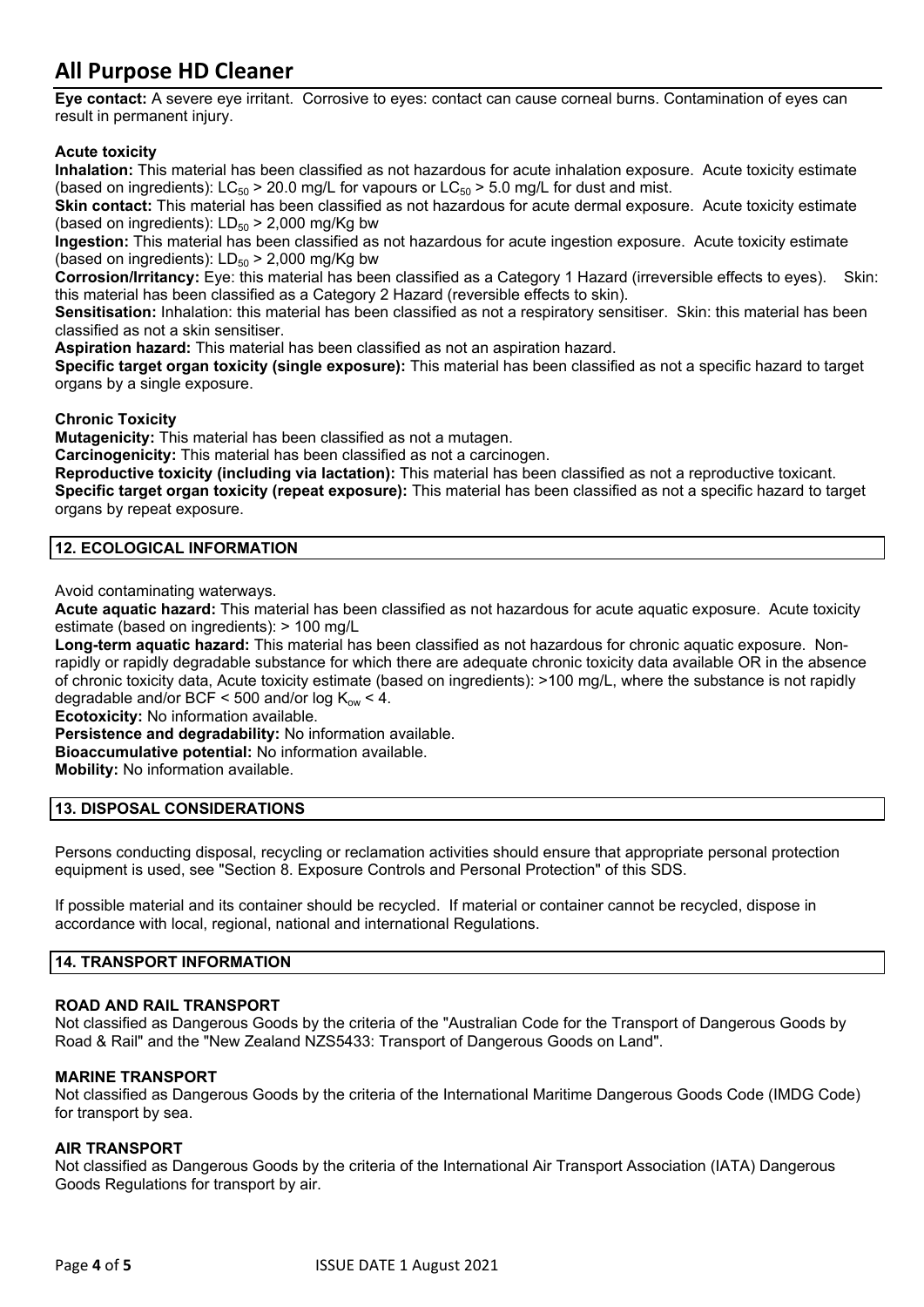**Eye contact:** A severe eye irritant. Corrosive to eyes: contact can cause corneal burns. Contamination of eyes can result in permanent injury.

**Acute toxicity**

**Inhalation:** This material has been classified as not hazardous for acute inhalation exposure. Acute toxicity estimate (based on ingredients): $LC_{50}$ > 20.0 mg/L for vapours or $LC_{50}$ > 5.0 mg/L for dust and mist.

**Skin contact:** This material has been classified as not hazardous for acute dermal exposure. Acute toxicity estimate (based on ingredients): $LD_{50}$ > 2,000 mg/Kg bw

**Ingestion:** This material has been classified as not hazardous for acute ingestion exposure. Acute toxicity estimate (based on ingredients): $LD_{50}$ > 2,000 mg/Kg bw

**Corrosion/Irritancy:** Eye: this material has been classified as a Category 1 Hazard (irreversible effects to eyes). Skin: this material has been classified as a Category 2 Hazard (reversible effects to skin).

**Sensitisation:** Inhalation: this material has been classified as not a respiratory sensitiser. Skin: this material has been classified as not a skin sensitiser.

**Aspiration hazard:** This material has been classified as not an aspiration hazard.

**Specific target organ toxicity (single exposure):** This material has been classified as not a specific hazard to target organs by a single exposure.

**Chronic Toxicity**

**Mutagenicity:** This material has been classified as not a mutagen.

**Carcinogenicity:** This material has been classified as not a carcinogen.

**Reproductive toxicity (including via lactation):** This material has been classified as not a reproductive toxicant.

**Specific target organ toxicity (repeat exposure):** This material has been classified as not a specific hazard to target organs by repeat exposure.

## 12. ECOLOGICAL INFORMATION

Avoid contaminating waterways.

**Acute aquatic hazard:** This material has been classified as not hazardous for acute aquatic exposure. Acute toxicity estimate (based on ingredients): > 100 mg/L

**Long-term aquatic hazard:** This material has been classified as not hazardous for chronic aquatic exposure. Non-rapidly or rapidly degradable substance for which there are adequate chronic toxicity data available OR in the absence of chronic toxicity data, Acute toxicity estimate (based on ingredients): >100 mg/L, where the substance is not rapidly degradable and/or BCF < 500 and/or log $K_{ow}$ < 4.

**Ecotoxicity:** No information available.

**Persistence and degradability:** No information available.

**Bioaccumulative potential:** No information available.

**Mobility:** No information available.

## 13. DISPOSAL CONSIDERATIONS

Persons conducting disposal, recycling or reclamation activities should ensure that appropriate personal protection equipment is used, see "Section 8. Exposure Controls and Personal Protection" of this SDS.

If possible material and its container should be recycled. If material or container cannot be recycled, dispose in accordance with local, regional, national and international Regulations.

## 14. TRANSPORT INFORMATION

**ROAD AND RAIL TRANSPORT**

Not classified as Dangerous Goods by the criteria of the "Australian Code for the Transport of Dangerous Goods by Road & Rail" and the "New Zealand NZS5433: Transport of Dangerous Goods on Land".

**MARINE TRANSPORT**

Not classified as Dangerous Goods by the criteria of the International Maritime Dangerous Goods Code (IMDG Code) for transport by sea.

**AIR TRANSPORT**

Not classified as Dangerous Goods by the criteria of the International Air Transport Association (IATA) Dangerous Goods Regulations for transport by air.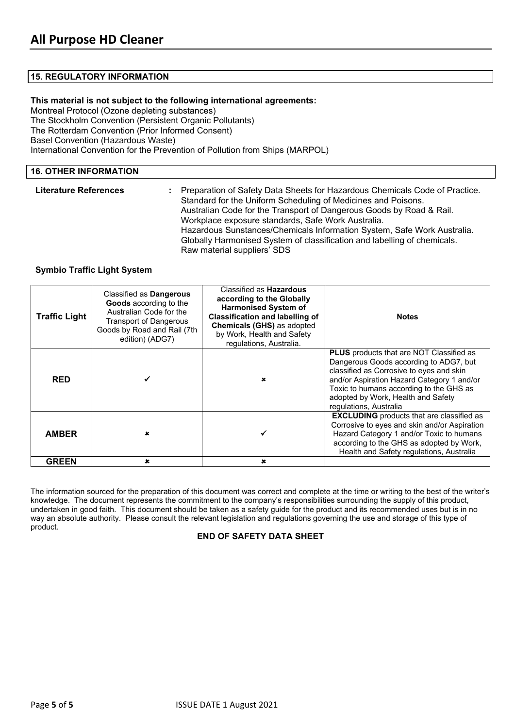# All Purpose HD Cleaner

## 15. REGULATORY INFORMATION

**This material is not subject to the following international agreements:**

Montreal Protocol (Ozone depleting substances)
The Stockholm Convention (Persistent Organic Pollutants)
The Rotterdam Convention (Prior Informed Consent)
Basel Convention (Hazardous Waste)
International Convention for the Prevention of Pollution from Ships (MARPOL)

## 16. OTHER INFORMATION

**Literature References** : Preparation of Safety Data Sheets for Hazardous Chemicals Code of Practice.
Standard for the Uniform Scheduling of Medicines and Poisons.
Australian Code for the Transport of Dangerous Goods by Road & Rail.
Workplace exposure standards, Safe Work Australia.
Hazardous Sunstances/Chemicals Information System, Safe Work Australia.
Globally Harmonised System of classification and labelling of chemicals.
Raw material suppliers' SDS

**Symbio Traffic Light System**

| Traffic Light | Classified as **Dangerous Goods** according to the Australian Code for the Transport of Dangerous Goods by Road and Rail (7th edition) (ADG7) | Classified as **Hazardous according to the Globally Harmonised System of Classification and labelling of Chemicals (GHS)** as adopted by Work, Health and Safety regulations, Australia. | Notes |
|---|---|---|---|
| **RED** | ✓ | ✗ | **PLUS** products that are NOT Classified as Dangerous Goods according to ADG7, but classified as Corrosive to eyes and skin and/or Aspiration Hazard Category 1 and/or Toxic to humans according to the GHS as adopted by Work, Health and Safety regulations, Australia |
| **AMBER** | ✗ | ✓ | **EXCLUDING** products that are classified as Corrosive to eyes and skin and/or Aspiration Hazard Category 1 and/or Toxic to humans according to the GHS as adopted by Work, Health and Safety regulations, Australia |
| **GREEN** | ✗ | ✗ | |

The information sourced for the preparation of this document was correct and complete at the time or writing to the best of the writer's knowledge. The document represents the commitment to the company's responsibilities surrounding the supply of this product, undertaken in good faith. This document should be taken as a safety guide for the product and its recommended uses but is in no way an absolute authority. Please consult the relevant legislation and regulations governing the use and storage of this type of product.

**END OF SAFETY DATA SHEET**

ISSUE DATE 1 August 2021